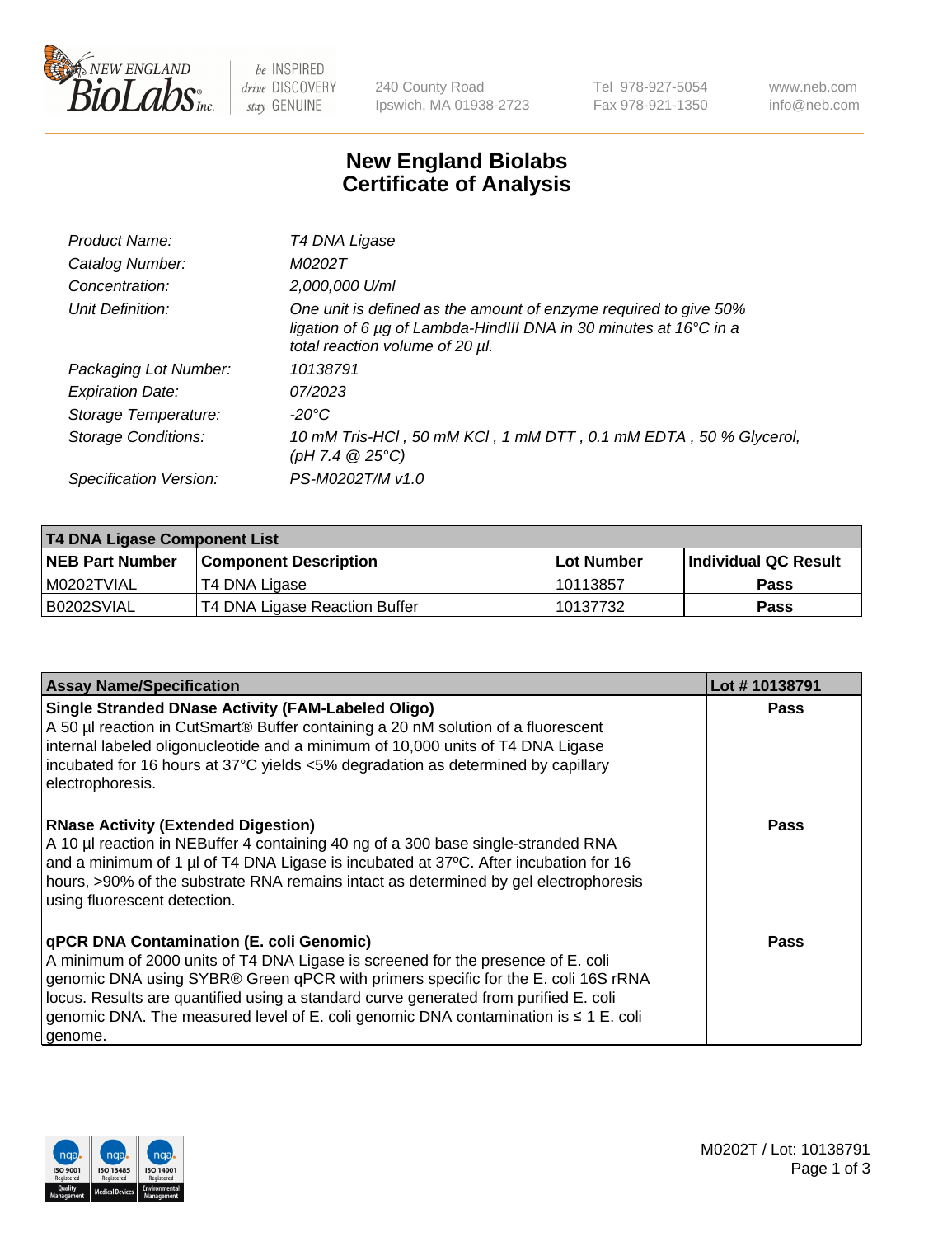# New England Biolabs Certificate of Analysis

| | |
|---|---|
| Product Name: | T4 DNA Ligase |
| Catalog Number: | M0202T |
| Concentration: | 2,000,000 U/ml |
| Unit Definition: | One unit is defined as the amount of enzyme required to give 50% ligation of 6 µg of Lambda-HindIII DNA in 30 minutes at 16°C in a total reaction volume of 20 µl. |
| Packaging Lot Number: | 10138791 |
| Expiration Date: | 07/2023 |
| Storage Temperature: | -20°C |
| Storage Conditions: | 10 mM Tris-HCl , 50 mM KCl , 1 mM DTT , 0.1 mM EDTA , 50 % Glycerol, (pH 7.4 @ 25°C) |
| Specification Version: | PS-M0202T/M v1.0 |

| T4 DNA Ligase Component List | | | |
|---|---|---|---|
| **NEB Part Number** | **Component Description** | **Lot Number** | **Individual QC Result** |
| M0202TVIAL | T4 DNA Ligase | 10113857 | Pass |
| B0202SVIAL | T4 DNA Ligase Reaction Buffer | 10137732 | Pass |

| Assay Name/Specification | Lot # 10138791 |
|---|---|
| **Single Stranded DNase Activity (FAM-Labeled Oligo)**<br>A 50 µl reaction in CutSmart® Buffer containing a 20 nM solution of a fluorescent internal labeled oligonucleotide and a minimum of 10,000 units of T4 DNA Ligase incubated for 16 hours at 37°C yields <5% degradation as determined by capillary electrophoresis. | Pass |
| **RNase Activity (Extended Digestion)**<br>A 10 µl reaction in NEBuffer 4 containing 40 ng of a 300 base single-stranded RNA and a minimum of 1 µl of T4 DNA Ligase is incubated at 37ºC. After incubation for 16 hours, >90% of the substrate RNA remains intact as determined by gel electrophoresis using fluorescent detection. | Pass |
| **qPCR DNA Contamination (E. coli Genomic)**<br>A minimum of 2000 units of T4 DNA Ligase is screened for the presence of E. coli genomic DNA using SYBR® Green qPCR with primers specific for the E. coli 16S rRNA locus. Results are quantified using a standard curve generated from purified E. coli genomic DNA. The measured level of E. coli genomic DNA contamination is ≤ 1 E. coli genome. | Pass |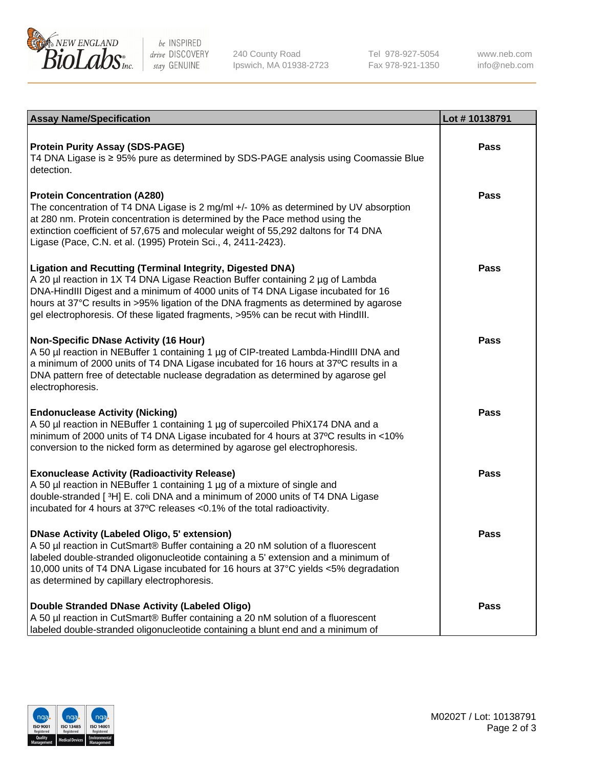| Assay Name/Specification | Lot # 10138791 |
|---|---|
| **Protein Purity Assay (SDS-PAGE)**<br>T4 DNA Ligase is ≥ 95% pure as determined by SDS-PAGE analysis using Coomassie Blue detection. | **Pass** |
| **Protein Concentration (A280)**<br>The concentration of T4 DNA Ligase is 2 mg/ml +/- 10% as determined by UV absorption at 280 nm. Protein concentration is determined by the Pace method using the extinction coefficient of 57,675 and molecular weight of 55,292 daltons for T4 DNA Ligase (Pace, C.N. et al. (1995) Protein Sci., 4, 2411-2423). | **Pass** |
| **Ligation and Recutting (Terminal Integrity, Digested DNA)**<br>A 20 µl reaction in 1X T4 DNA Ligase Reaction Buffer containing 2 µg of Lambda DNA-HindIII Digest and a minimum of 4000 units of T4 DNA Ligase incubated for 16 hours at 37°C results in >95% ligation of the DNA fragments as determined by agarose gel electrophoresis. Of these ligated fragments, >95% can be recut with HindIII. | **Pass** |
| **Non-Specific DNase Activity (16 Hour)**<br>A 50 µl reaction in NEBuffer 1 containing 1 µg of CIP-treated Lambda-HindIII DNA and a minimum of 2000 units of T4 DNA Ligase incubated for 16 hours at 37ºC results in a DNA pattern free of detectable nuclease degradation as determined by agarose gel electrophoresis. | **Pass** |
| **Endonuclease Activity (Nicking)**<br>A 50 µl reaction in NEBuffer 1 containing 1 µg of supercoiled PhiX174 DNA and a minimum of 2000 units of T4 DNA Ligase incubated for 4 hours at 37ºC results in <10% conversion to the nicked form as determined by agarose gel electrophoresis. | **Pass** |
| **Exonuclease Activity (Radioactivity Release)**<br>A 50 µl reaction in NEBuffer 1 containing 1 µg of a mixture of single and double-stranded [ $^3$H] E. coli DNA and a minimum of 2000 units of T4 DNA Ligase incubated for 4 hours at 37ºC releases <0.1% of the total radioactivity. | **Pass** |
| **DNase Activity (Labeled Oligo, 5' extension)**<br>A 50 µl reaction in CutSmart® Buffer containing a 20 nM solution of a fluorescent labeled double-stranded oligonucleotide containing a 5' extension and a minimum of 10,000 units of T4 DNA Ligase incubated for 16 hours at 37°C yields <5% degradation as determined by capillary electrophoresis. | **Pass** |
| **Double Stranded DNase Activity (Labeled Oligo)**<br>A 50 µl reaction in CutSmart® Buffer containing a 20 nM solution of a fluorescent labeled double-stranded oligonucleotide containing a blunt end and a minimum of | **Pass** |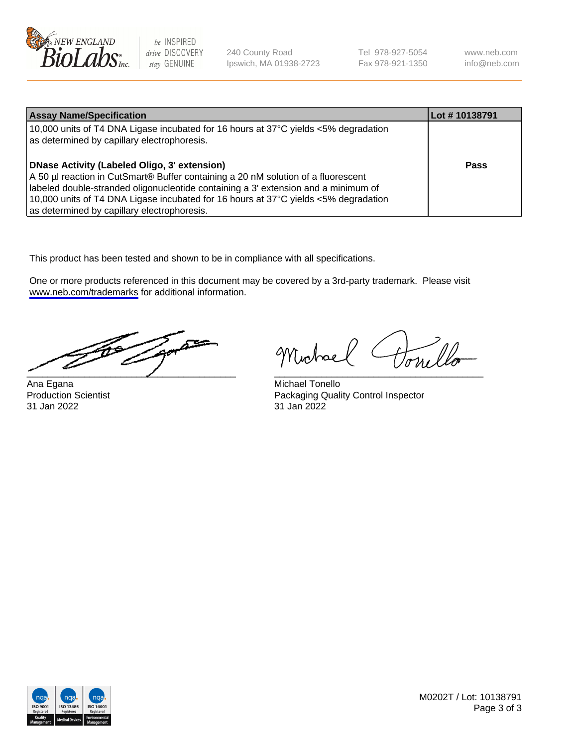| Assay Name/Specification | Lot # 10138791 |
| --- | --- |
| 10,000 units of T4 DNA Ligase incubated for 16 hours at 37°C yields <5% degradation as determined by capillary electrophoresis. | |
| **DNase Activity (Labeled Oligo, 3' extension)** A 50 µl reaction in CutSmart® Buffer containing a 20 nM solution of a fluorescent labeled double-stranded oligonucleotide containing a 3' extension and a minimum of 10,000 units of T4 DNA Ligase incubated for 16 hours at 37°C yields <5% degradation as determined by capillary electrophoresis. | **Pass** |

This product has been tested and shown to be in compliance with all specifications.

One or more products referenced in this document may be covered by a 3rd-party trademark. Please visit www.neb.com/trademarks for additional information.

Ana Egana
Production Scientist
31 Jan 2022

Michael Tonello
Packaging Quality Control Inspector
31 Jan 2022

M0202T / Lot: 10138791